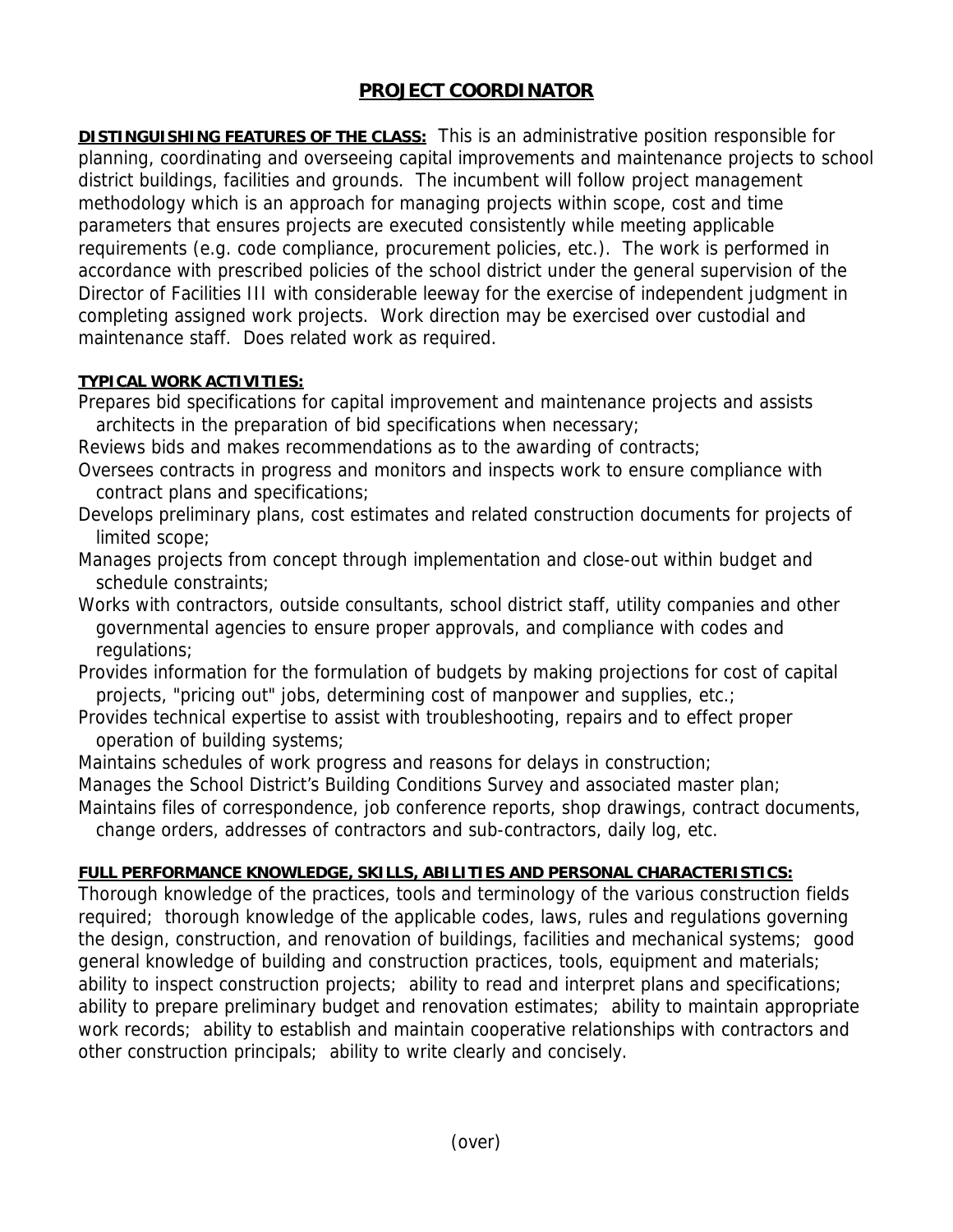# PROJECT COORDINATOR

**DISTINGUISHING FEATURES OF THE CLASS:** This is an administrative position responsible for planning, coordinating and overseeing capital improvements and maintenance projects to school district buildings, facilities and grounds. The incumbent will follow project management methodology which is an approach for managing projects within scope, cost and time parameters that ensures projects are executed consistently while meeting applicable requirements (e.g. code compliance, procurement policies, etc.). The work is performed in accordance with prescribed policies of the school district under the general supervision of the Director of Facilities III with considerable leeway for the exercise of independent judgment in completing assigned work projects. Work direction may be exercised over custodial and maintenance staff. Does related work as required.

**TYPICAL WORK ACTIVITIES:**

Prepares bid specifications for capital improvement and maintenance projects and assists architects in the preparation of bid specifications when necessary;

Reviews bids and makes recommendations as to the awarding of contracts;

Oversees contracts in progress and monitors and inspects work to ensure compliance with contract plans and specifications;

Develops preliminary plans, cost estimates and related construction documents for projects of limited scope;

Manages projects from concept through implementation and close-out within budget and schedule constraints;

Works with contractors, outside consultants, school district staff, utility companies and other governmental agencies to ensure proper approvals, and compliance with codes and regulations;

Provides information for the formulation of budgets by making projections for cost of capital projects, "pricing out" jobs, determining cost of manpower and supplies, etc.;

Provides technical expertise to assist with troubleshooting, repairs and to effect proper operation of building systems;

Maintains schedules of work progress and reasons for delays in construction;

Manages the School District's Building Conditions Survey and associated master plan;

Maintains files of correspondence, job conference reports, shop drawings, contract documents, change orders, addresses of contractors and sub-contractors, daily log, etc.

**FULL PERFORMANCE KNOWLEDGE, SKILLS, ABILITIES AND PERSONAL CHARACTERISTICS:**

Thorough knowledge of the practices, tools and terminology of the various construction fields required; thorough knowledge of the applicable codes, laws, rules and regulations governing the design, construction, and renovation of buildings, facilities and mechanical systems; good general knowledge of building and construction practices, tools, equipment and materials; ability to inspect construction projects; ability to read and interpret plans and specifications; ability to prepare preliminary budget and renovation estimates; ability to maintain appropriate work records; ability to establish and maintain cooperative relationships with contractors and other construction principals; ability to write clearly and concisely.

(over)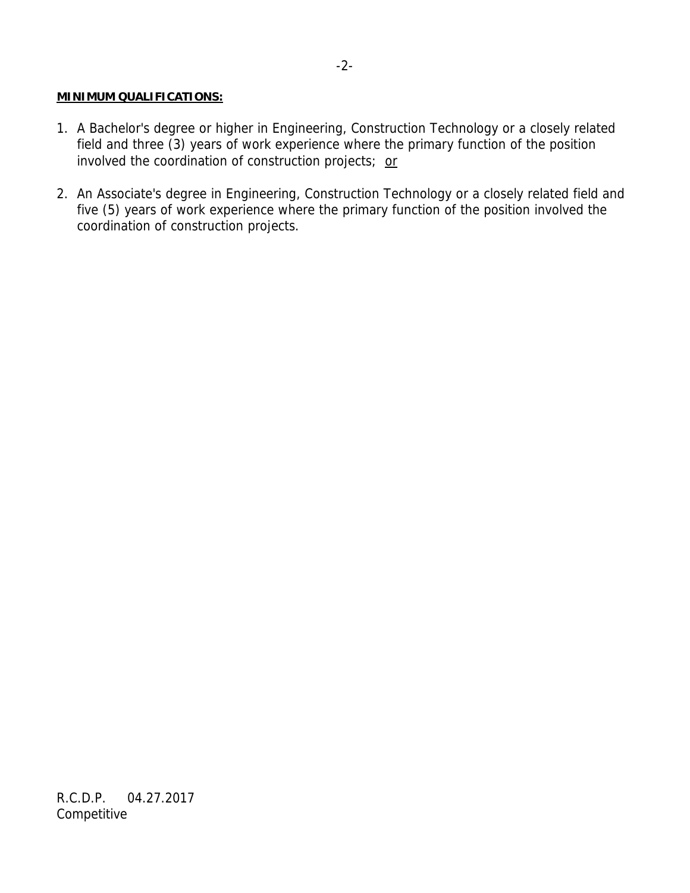**MINIMUM QUALIFICATIONS:**

1. A Bachelor's degree or higher in Engineering, Construction Technology or a closely related field and three (3) years of work experience where the primary function of the position involved the coordination of construction projects; or

2. An Associate's degree in Engineering, Construction Technology or a closely related field and five (5) years of work experience where the primary function of the position involved the coordination of construction projects.

R.C.D.P. 04.27.2017
Competitive